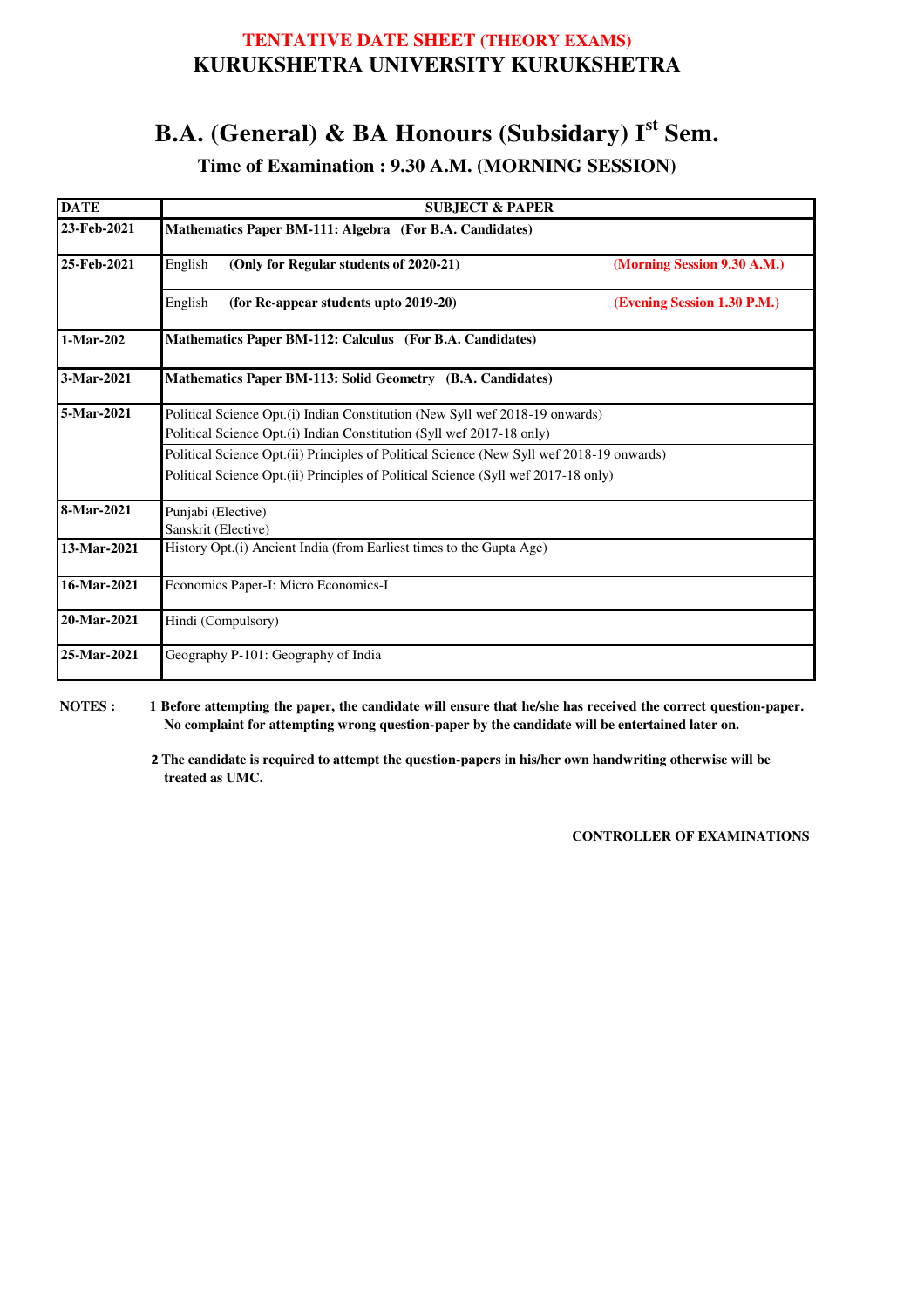## TENTATIVE DATE SHEET (THEORY EXAMS)
## KURUKSHETRA UNIVERSITY KURUKSHETRA

# B.A. (General) & BA Honours (Subsidary) I[st] Sem.

### Time of Examination : 9.30 A.M. (MORNING SESSION)

| DATE | SUBJECT & PAPER | |
|---|---|---|
| 23-Feb-2021 | **Mathematics Paper BM-111: Algebra (For B.A. Candidates)** | |
| 25-Feb-2021 | English **(Only for Regular students of 2020-21)** | **(Morning Session 9.30 A.M.)** |
| | English **(for Re-appear students upto 2019-20)** | **(Evening Session 1.30 P.M.)** |
| 1-Mar-202 | **Mathematics Paper BM-112: Calculus (For B.A. Candidates)** | |
| 3-Mar-2021 | **Mathematics Paper BM-113: Solid Geometry (B.A. Candidates)** | |
| 5-Mar-2021 | Political Science Opt.(i) Indian Constitution (New Syll wef 2018-19 onwards)<br>Political Science Opt.(i) Indian Constitution (Syll wef 2017-18 only) | |
| | Political Science Opt.(ii) Principles of Political Science (New Syll wef 2018-19 onwards)<br>Political Science Opt.(ii) Principles of Political Science (Syll wef 2017-18 only) | |
| 8-Mar-2021 | Punjabi (Elective)<br>Sanskrit (Elective) | |
| 13-Mar-2021 | History Opt.(i) Ancient India (from Earliest times to the Gupta Age) | |
| 16-Mar-2021 | Economics Paper-I: Micro Economics-I | |
| 20-Mar-2021 | Hindi (Compulsory) | |
| 25-Mar-2021 | Geography P-101: Geography of India | |

**NOTES :**

**1 Before attempting the paper, the candidate will ensure that he/she has received the correct question-paper. No complaint for attempting wrong question-paper by the candidate will be entertained later on.**

**2 The candidate is required to attempt the question-papers in his/her own handwriting otherwise will be treated as UMC.**

**CONTROLLER OF EXAMINATIONS**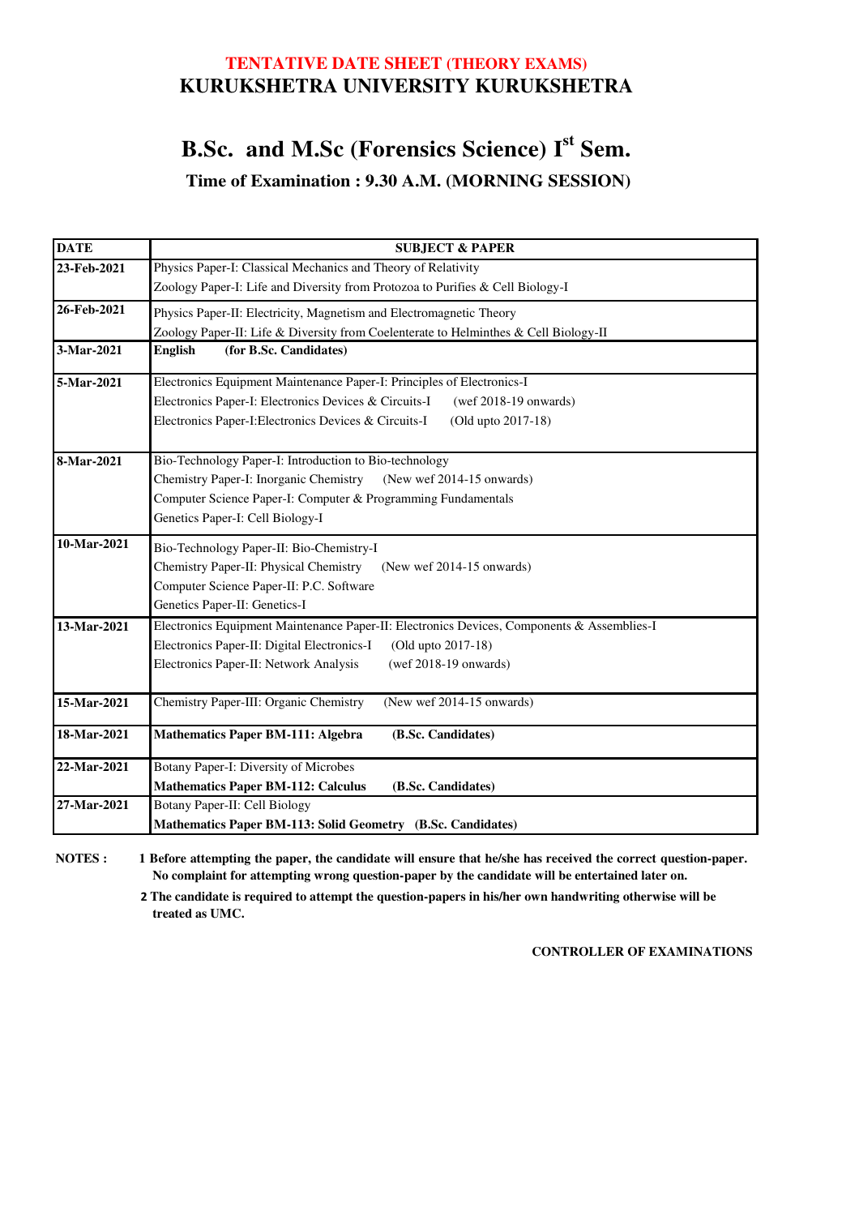**TENTATIVE DATE SHEET (THEORY EXAMS)**

# KURUKSHETRA UNIVERSITY KURUKSHETRA

## B.Sc. and M.Sc (Forensics Science) I[st] Sem.

### Time of Examination : 9.30 A.M. (MORNING SESSION)

| DATE | SUBJECT & PAPER |
|---|---|
| 23-Feb-2021 | Physics Paper-I: Classical Mechanics and Theory of Relativity<br>Zoology Paper-I: Life and Diversity from Protozoa to Purifies & Cell Biology-I |
| 26-Feb-2021 | Physics Paper-II: Electricity, Magnetism and Electromagnetic Theory<br>Zoology Paper-II: Life & Diversity from Coelenterate to Helminthes & Cell Biology-II |
| 3-Mar-2021 | **English (for B.Sc. Candidates)** |
| 5-Mar-2021 | Electronics Equipment Maintenance Paper-I: Principles of Electronics-I<br>Electronics Paper-I: Electronics Devices & Circuits-I (wef 2018-19 onwards)<br>Electronics Paper-I:Electronics Devices & Circuits-I (Old upto 2017-18) |
| 8-Mar-2021 | Bio-Technology Paper-I: Introduction to Bio-technology<br>Chemistry Paper-I: Inorganic Chemistry (New wef 2014-15 onwards)<br>Computer Science Paper-I: Computer & Programming Fundamentals<br>Genetics Paper-I: Cell Biology-I |
| 10-Mar-2021 | Bio-Technology Paper-II: Bio-Chemistry-I<br>Chemistry Paper-II: Physical Chemistry (New wef 2014-15 onwards)<br>Computer Science Paper-II: P.C. Software<br>Genetics Paper-II: Genetics-I |
| 13-Mar-2021 | Electronics Equipment Maintenance Paper-II: Electronics Devices, Components & Assemblies-I<br>Electronics Paper-II: Digital Electronics-I (Old upto 2017-18)<br>Electronics Paper-II: Network Analysis (wef 2018-19 onwards) |
| 15-Mar-2021 | Chemistry Paper-III: Organic Chemistry (New wef 2014-15 onwards) |
| 18-Mar-2021 | **Mathematics Paper BM-111: Algebra (B.Sc. Candidates)** |
| 22-Mar-2021 | Botany Paper-I: Diversity of Microbes<br>**Mathematics Paper BM-112: Calculus (B.Sc. Candidates)** |
| 27-Mar-2021 | Botany Paper-II: Cell Biology<br>**Mathematics Paper BM-113: Solid Geometry (B.Sc. Candidates)** |

**NOTES :**

1. **Before attempting the paper, the candidate will ensure that he/she has received the correct question-paper. No complaint for attempting wrong question-paper by the candidate will be entertained later on.**
2. **The candidate is required to attempt the question-papers in his/her own handwriting otherwise will be treated as UMC.**

**CONTROLLER OF EXAMINATIONS**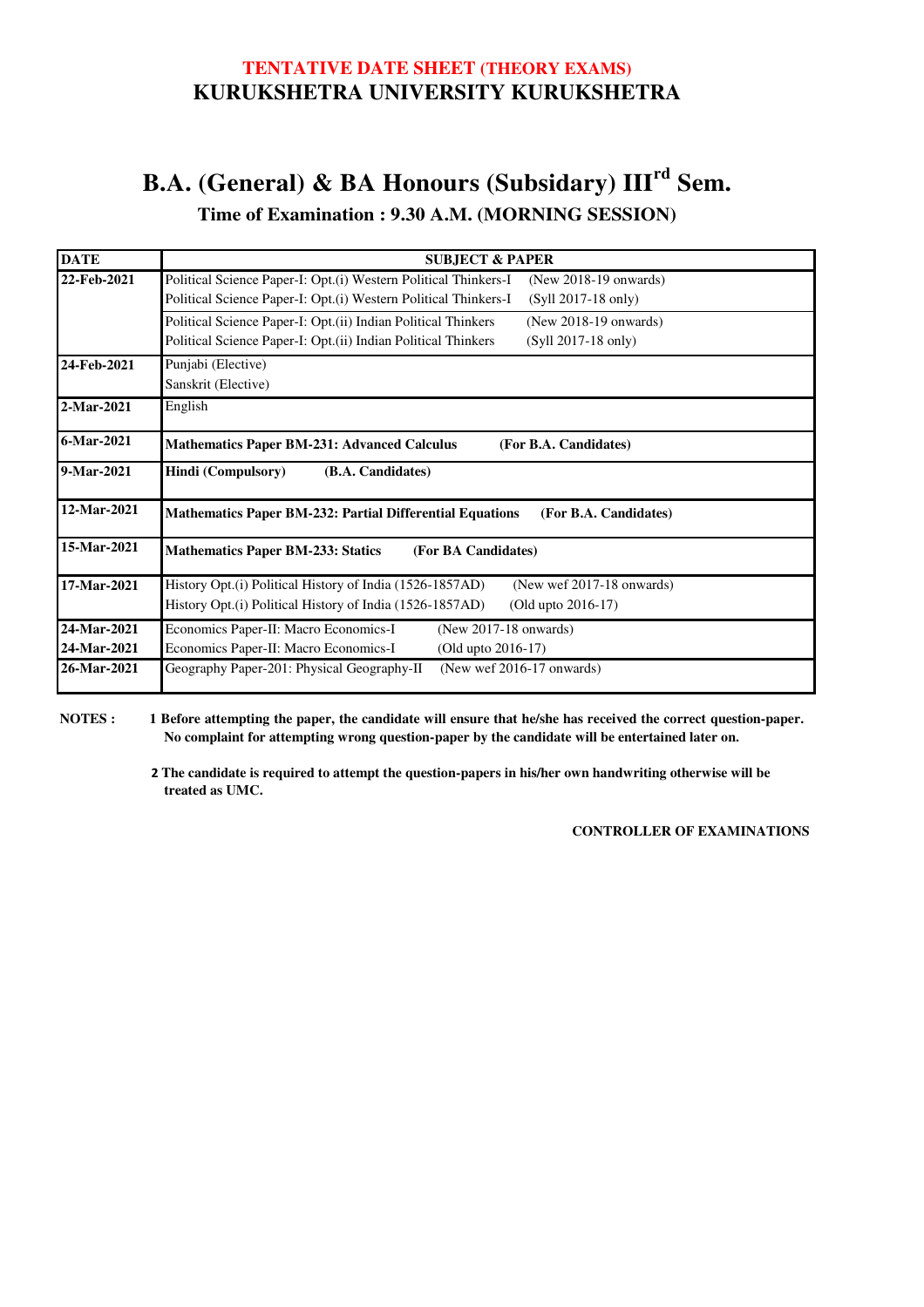**TENTATIVE DATE SHEET (THEORY EXAMS)**

# KURUKSHETRA UNIVERSITY KURUKSHETRA

## B.A. (General) & BA Honours (Subsidary) III^rd Sem.

### Time of Examination : 9.30 A.M. (MORNING SESSION)

| DATE | SUBJECT & PAPER |
|---|---|
| 22-Feb-2021 | Political Science Paper-I: Opt.(i) Western Political Thinkers-I (New 2018-19 onwards)<br>Political Science Paper-I: Opt.(i) Western Political Thinkers-I (Syll 2017-18 only)<br>Political Science Paper-I: Opt.(ii) Indian Political Thinkers (New 2018-19 onwards)<br>Political Science Paper-I: Opt.(ii) Indian Political Thinkers (Syll 2017-18 only) |
| 24-Feb-2021 | Punjabi (Elective)<br>Sanskrit (Elective) |
| 2-Mar-2021 | English |
| 6-Mar-2021 | **Mathematics Paper BM-231: Advanced Calculus (For B.A. Candidates)** |
| 9-Mar-2021 | **Hindi (Compulsory) (B.A. Candidates)** |
| 12-Mar-2021 | **Mathematics Paper BM-232: Partial Differential Equations (For B.A. Candidates)** |
| 15-Mar-2021 | **Mathematics Paper BM-233: Statics (For BA Candidates)** |
| 17-Mar-2021 | History Opt.(i) Political History of India (1526-1857AD) (New wef 2017-18 onwards)<br>History Opt.(i) Political History of India (1526-1857AD) (Old upto 2016-17) |
| 24-Mar-2021 | Economics Paper-II: Macro Economics-I (New 2017-18 onwards) |
| 24-Mar-2021 | Economics Paper-II: Macro Economics-I (Old upto 2016-17) |
| 26-Mar-2021 | Geography Paper-201: Physical Geography-II (New wef 2016-17 onwards) |

**NOTES :**

1. **Before attempting the paper, the candidate will ensure that he/she has received the correct question-paper. No complaint for attempting wrong question-paper by the candidate will be entertained later on.**
2. **The candidate is required to attempt the question-papers in his/her own handwriting otherwise will be treated as UMC.**

**CONTROLLER OF EXAMINATIONS**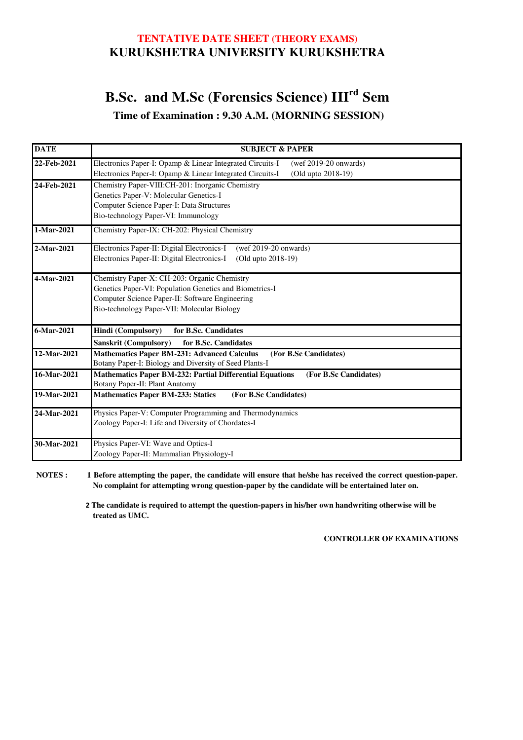**TENTATIVE DATE SHEET (THEORY EXAMS)**

**KURUKSHETRA UNIVERSITY KURUKSHETRA**

# B.Sc. and M.Sc (Forensics Science) III[rd] Sem

**Time of Examination : 9.30 A.M. (MORNING SESSION)**

| DATE | SUBJECT & PAPER |
|---|---|
| 22-Feb-2021 | Electronics Paper-I: Opamp & Linear Integrated Circuits-I (wef 2019-20 onwards)<br>Electronics Paper-I: Opamp & Linear Integrated Circuits-I (Old upto 2018-19) |
| 24-Feb-2021 | Chemistry Paper-VIII:CH-201: Inorganic Chemistry<br>Genetics Paper-V: Molecular Genetics-I<br>Computer Science Paper-I: Data Structures<br>Bio-technology Paper-VI: Immunology |
| 1-Mar-2021 | Chemistry Paper-IX: CH-202: Physical Chemistry |
| 2-Mar-2021 | Electronics Paper-II: Digital Electronics-I (wef 2019-20 onwards)<br>Electronics Paper-II: Digital Electronics-I (Old upto 2018-19) |
| 4-Mar-2021 | Chemistry Paper-X: CH-203: Organic Chemistry<br>Genetics Paper-VI: Population Genetics and Biometrics-I<br>Computer Science Paper-II: Software Engineering<br>Bio-technology Paper-VII: Molecular Biology |
| 6-Mar-2021 | **Hindi (Compulsory) for B.Sc. Candidates**<br>**Sanskrit (Compulsory) for B.Sc. Candidates** |
| 12-Mar-2021 | **Mathematics Paper BM-231: Advanced Calculus (For B.Sc Candidates)**<br>Botany Paper-I: Biology and Diversity of Seed Plants-I |
| 16-Mar-2021 | **Mathematics Paper BM-232: Partial Differential Equations (For B.Sc Candidates)**<br>Botany Paper-II: Plant Anatomy |
| 19-Mar-2021 | **Mathematics Paper BM-233: Statics (For B.Sc Candidates)** |
| 24-Mar-2021 | Physics Paper-V: Computer Programming and Thermodynamics<br>Zoology Paper-I: Life and Diversity of Chordates-I |
| 30-Mar-2021 | Physics Paper-VI: Wave and Optics-I<br>Zoology Paper-II: Mammalian Physiology-I |

**NOTES :**

1. **Before attempting the paper, the candidate will ensure that he/she has received the correct question-paper. No complaint for attempting wrong question-paper by the candidate will be entertained later on.**
2. **The candidate is required to attempt the question-papers in his/her own handwriting otherwise will be treated as UMC.**

**CONTROLLER OF EXAMINATIONS**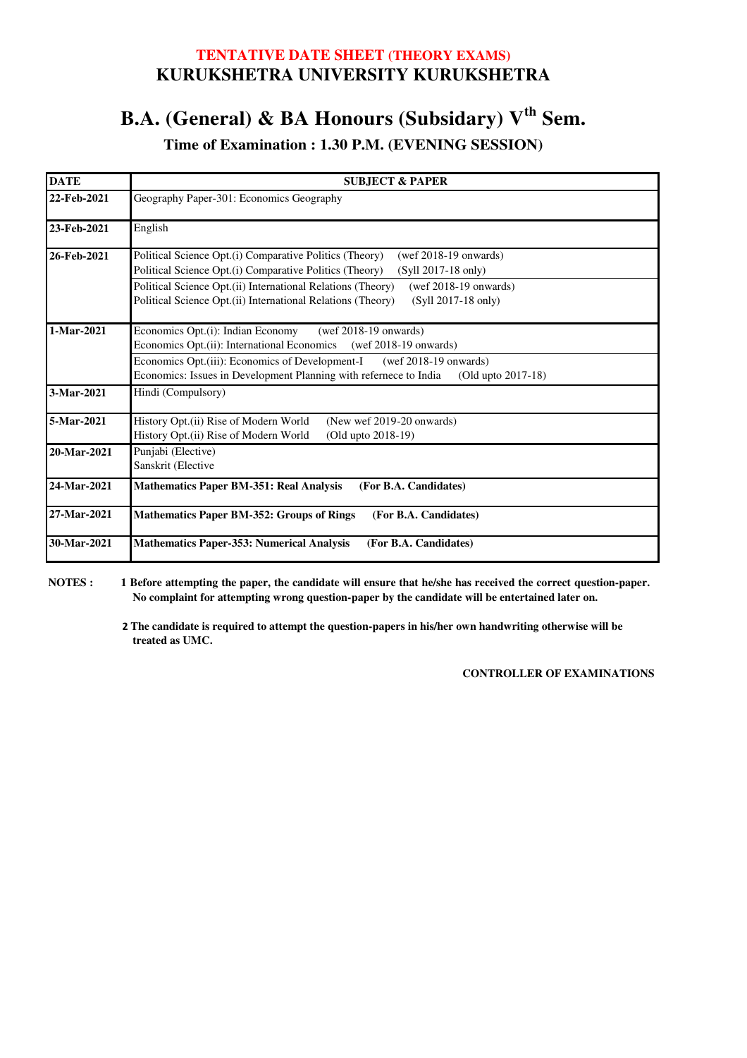**TENTATIVE DATE SHEET (THEORY EXAMS)**

**KURUKSHETRA UNIVERSITY KURUKSHETRA**

# B.A. (General) & BA Honours (Subsidary) V<sup>th</sup> Sem.

**Time of Examination : 1.30 P.M. (EVENING SESSION)**

| DATE | SUBJECT & PAPER |
|---|---|
| 22-Feb-2021 | Geography Paper-301: Economics Geography |
| 23-Feb-2021 | English |
| 26-Feb-2021 | Political Science Opt.(i) Comparative Politics (Theory) (wef 2018-19 onwards)<br>Political Science Opt.(i) Comparative Politics (Theory) (Syll 2017-18 only)<br>Political Science Opt.(ii) International Relations (Theory) (wef 2018-19 onwards)<br>Political Science Opt.(ii) International Relations (Theory) (Syll 2017-18 only) |
| 1-Mar-2021 | Economics Opt.(i): Indian Economy (wef 2018-19 onwards)<br>Economics Opt.(ii): International Economics (wef 2018-19 onwards)<br>Economics Opt.(iii): Economics of Development-I (wef 2018-19 onwards)<br>Economics: Issues in Development Planning with refernece to India (Old upto 2017-18) |
| 3-Mar-2021 | Hindi (Compulsory) |
| 5-Mar-2021 | History Opt.(ii) Rise of Modern World (New wef 2019-20 onwards)<br>History Opt.(ii) Rise of Modern World (Old upto 2018-19) |
| 20-Mar-2021 | Punjabi (Elective)<br>Sanskrit (Elective |
| 24-Mar-2021 | **Mathematics Paper BM-351: Real Analysis (For B.A. Candidates)** |
| 27-Mar-2021 | **Mathematics Paper BM-352: Groups of Rings (For B.A. Candidates)** |
| 30-Mar-2021 | **Mathematics Paper-353: Numerical Analysis (For B.A. Candidates)** |

**NOTES :**

1. **Before attempting the paper, the candidate will ensure that he/she has received the correct question-paper. No complaint for attempting wrong question-paper by the candidate will be entertained later on.**
2. **The candidate is required to attempt the question-papers in his/her own handwriting otherwise will be treated as UMC.**

**CONTROLLER OF EXAMINATIONS**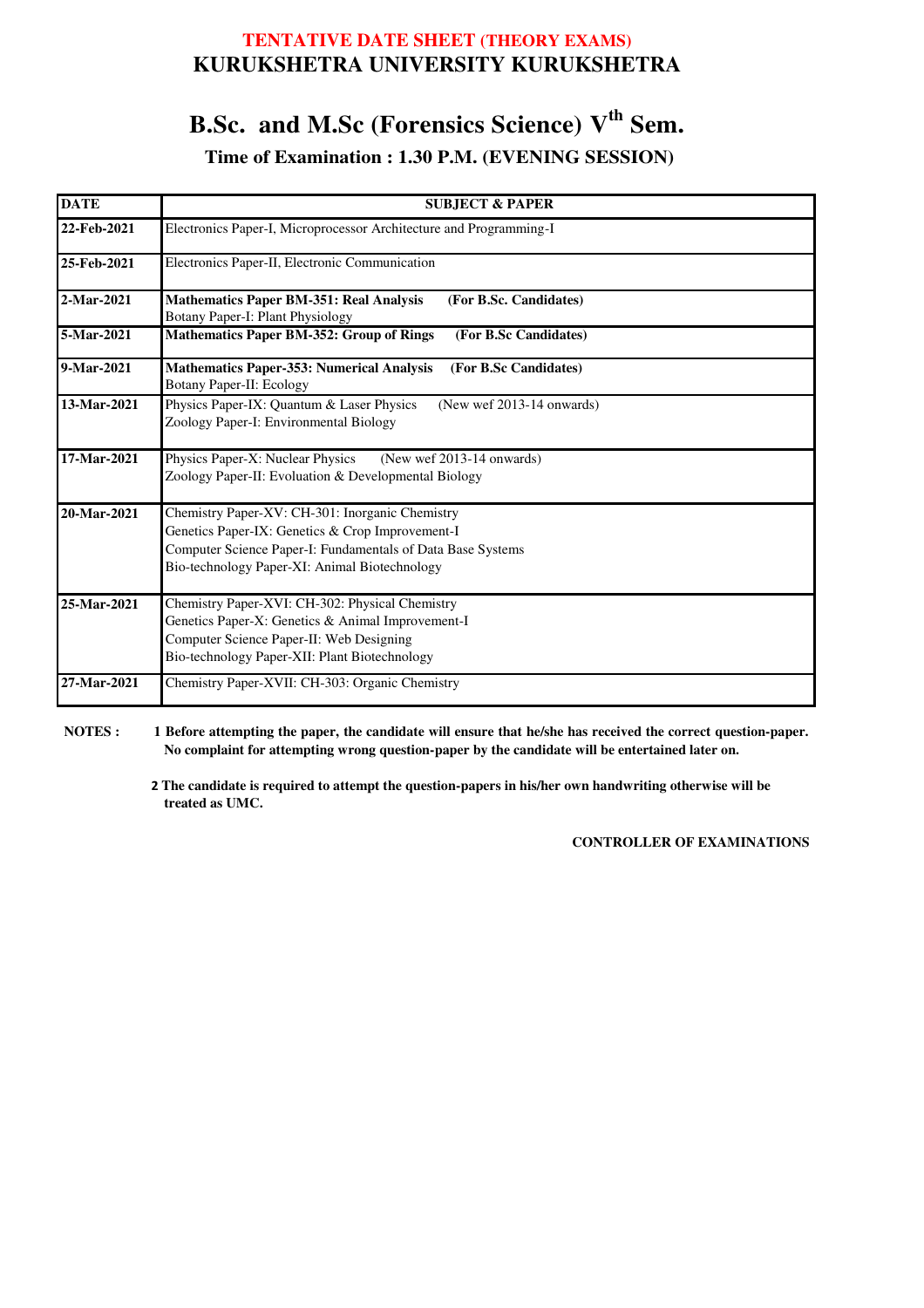**TENTATIVE DATE SHEET (THEORY EXAMS)**

# KURUKSHETRA UNIVERSITY KURUKSHETRA

## B.Sc. and M.Sc (Forensics Science) V[th] Sem.

### Time of Examination : 1.30 P.M. (EVENING SESSION)

| DATE | SUBJECT & PAPER |
|---|---|
| 22-Feb-2021 | Electronics Paper-I, Microprocessor Architecture and Programming-I |
| 25-Feb-2021 | Electronics Paper-II, Electronic Communication |
| 2-Mar-2021 | **Mathematics Paper BM-351: Real Analysis (For B.Sc. Candidates)**<br>Botany Paper-I: Plant Physiology |
| 5-Mar-2021 | **Mathematics Paper BM-352: Group of Rings (For B.Sc Candidates)** |
| 9-Mar-2021 | **Mathematics Paper-353: Numerical Analysis (For B.Sc Candidates)**<br>Botany Paper-II: Ecology |
| 13-Mar-2021 | Physics Paper-IX: Quantum & Laser Physics (New wef 2013-14 onwards)<br>Zoology Paper-I: Environmental Biology |
| 17-Mar-2021 | Physics Paper-X: Nuclear Physics (New wef 2013-14 onwards)<br>Zoology Paper-II: Evoluation & Developmental Biology |
| 20-Mar-2021 | Chemistry Paper-XV: CH-301: Inorganic Chemistry<br>Genetics Paper-IX: Genetics & Crop Improvement-I<br>Computer Science Paper-I: Fundamentals of Data Base Systems<br>Bio-technology Paper-XI: Animal Biotechnology |
| 25-Mar-2021 | Chemistry Paper-XVI: CH-302: Physical Chemistry<br>Genetics Paper-X: Genetics & Animal Improvement-I<br>Computer Science Paper-II: Web Designing<br>Bio-technology Paper-XII: Plant Biotechnology |
| 27-Mar-2021 | Chemistry Paper-XVII: CH-303: Organic Chemistry |

**NOTES :**

1. **Before attempting the paper, the candidate will ensure that he/she has received the correct question-paper. No complaint for attempting wrong question-paper by the candidate will be entertained later on.**

2. **The candidate is required to attempt the question-papers in his/her own handwriting otherwise will be treated as UMC.**

**CONTROLLER OF EXAMINATIONS**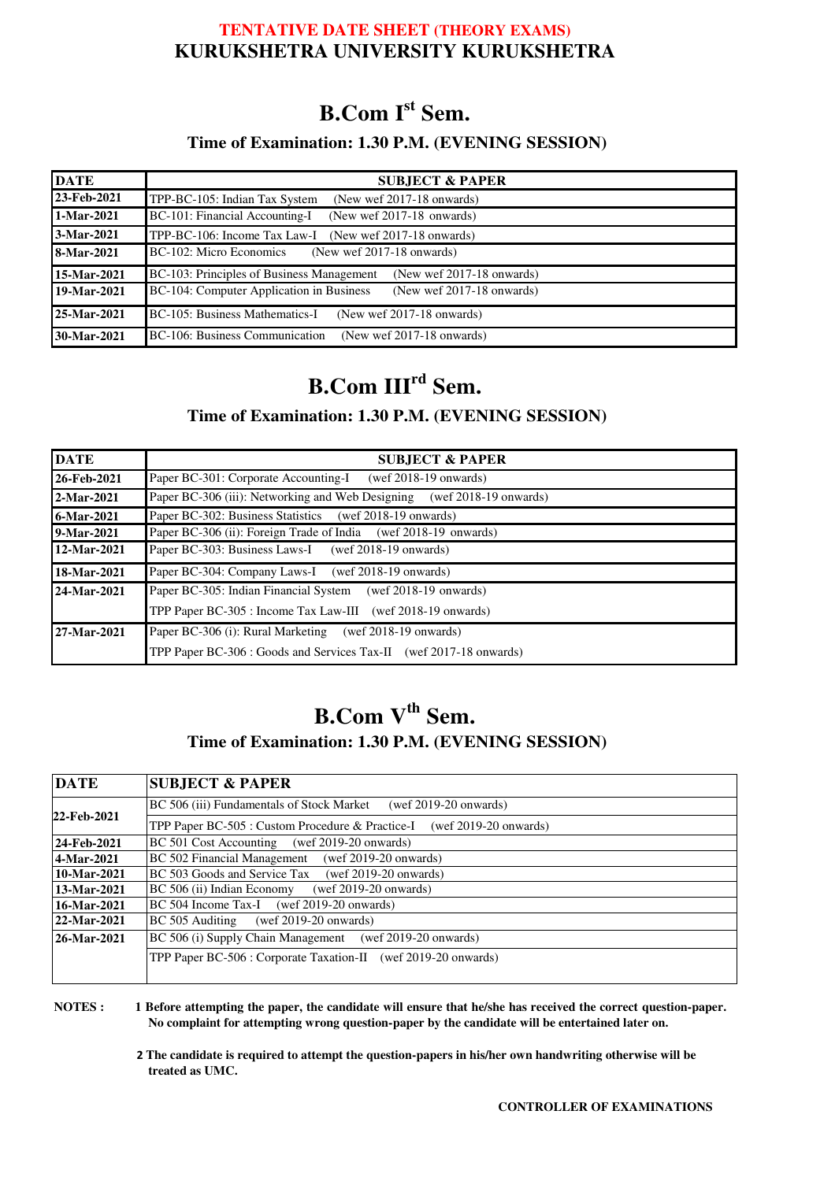**TENTATIVE DATE SHEET (THEORY EXAMS)**

**KURUKSHETRA UNIVERSITY KURUKSHETRA**

# B.Com I$^{st}$ Sem.

### Time of Examination: 1.30 P.M. (EVENING SESSION)

| DATE | SUBJECT & PAPER |
|---|---|
| 23-Feb-2021 | TPP-BC-105: Indian Tax System (New wef 2017-18 onwards) |
| 1-Mar-2021 | BC-101: Financial Accounting-I (New wef 2017-18 onwards) |
| 3-Mar-2021 | TPP-BC-106: Income Tax Law-I (New wef 2017-18 onwards) |
| 8-Mar-2021 | BC-102: Micro Economics (New wef 2017-18 onwards) |
| 15-Mar-2021 | BC-103: Principles of Business Management (New wef 2017-18 onwards) |
| 19-Mar-2021 | BC-104: Computer Application in Business (New wef 2017-18 onwards) |
| 25-Mar-2021 | BC-105: Business Mathematics-I (New wef 2017-18 onwards) |
| 30-Mar-2021 | BC-106: Business Communication (New wef 2017-18 onwards) |

# B.Com III$^{rd}$ Sem.

### Time of Examination: 1.30 P.M. (EVENING SESSION)

| DATE | SUBJECT & PAPER |
|---|---|
| 26-Feb-2021 | Paper BC-301: Corporate Accounting-I (wef 2018-19 onwards) |
| 2-Mar-2021 | Paper BC-306 (iii): Networking and Web Designing (wef 2018-19 onwards) |
| 6-Mar-2021 | Paper BC-302: Business Statistics (wef 2018-19 onwards) |
| 9-Mar-2021 | Paper BC-306 (ii): Foreign Trade of India (wef 2018-19 onwards) |
| 12-Mar-2021 | Paper BC-303: Business Laws-I (wef 2018-19 onwards) |
| 18-Mar-2021 | Paper BC-304: Company Laws-I (wef 2018-19 onwards) |
| 24-Mar-2021 | Paper BC-305: Indian Financial System (wef 2018-19 onwards) |
| | TPP Paper BC-305 : Income Tax Law-III (wef 2018-19 onwards) |
| 27-Mar-2021 | Paper BC-306 (i): Rural Marketing (wef 2018-19 onwards) |
| | TPP Paper BC-306 : Goods and Services Tax-II (wef 2017-18 onwards) |

# B.Com V$^{th}$ Sem.

### Time of Examination: 1.30 P.M. (EVENING SESSION)

| DATE | SUBJECT & PAPER |
|---|---|
| 22-Feb-2021 | BC 506 (iii) Fundamentals of Stock Market (wef 2019-20 onwards) |
| | TPP Paper BC-505 : Custom Procedure & Practice-I (wef 2019-20 onwards) |
| 24-Feb-2021 | BC 501 Cost Accounting (wef 2019-20 onwards) |
| 4-Mar-2021 | BC 502 Financial Management (wef 2019-20 onwards) |
| 10-Mar-2021 | BC 503 Goods and Service Tax (wef 2019-20 onwards) |
| 13-Mar-2021 | BC 506 (ii) Indian Economy (wef 2019-20 onwards) |
| 16-Mar-2021 | BC 504 Income Tax-I (wef 2019-20 onwards) |
| 22-Mar-2021 | BC 505 Auditing (wef 2019-20 onwards) |
| 26-Mar-2021 | BC 506 (i) Supply Chain Management (wef 2019-20 onwards) |
| | TPP Paper BC-506 : Corporate Taxation-II (wef 2019-20 onwards) |

**NOTES :**

1. **Before attempting the paper, the candidate will ensure that he/she has received the correct question-paper. No complaint for attempting wrong question-paper by the candidate will be entertained later on.**

2. **The candidate is required to attempt the question-papers in his/her own handwriting otherwise will be treated as UMC.**

**CONTROLLER OF EXAMINATIONS**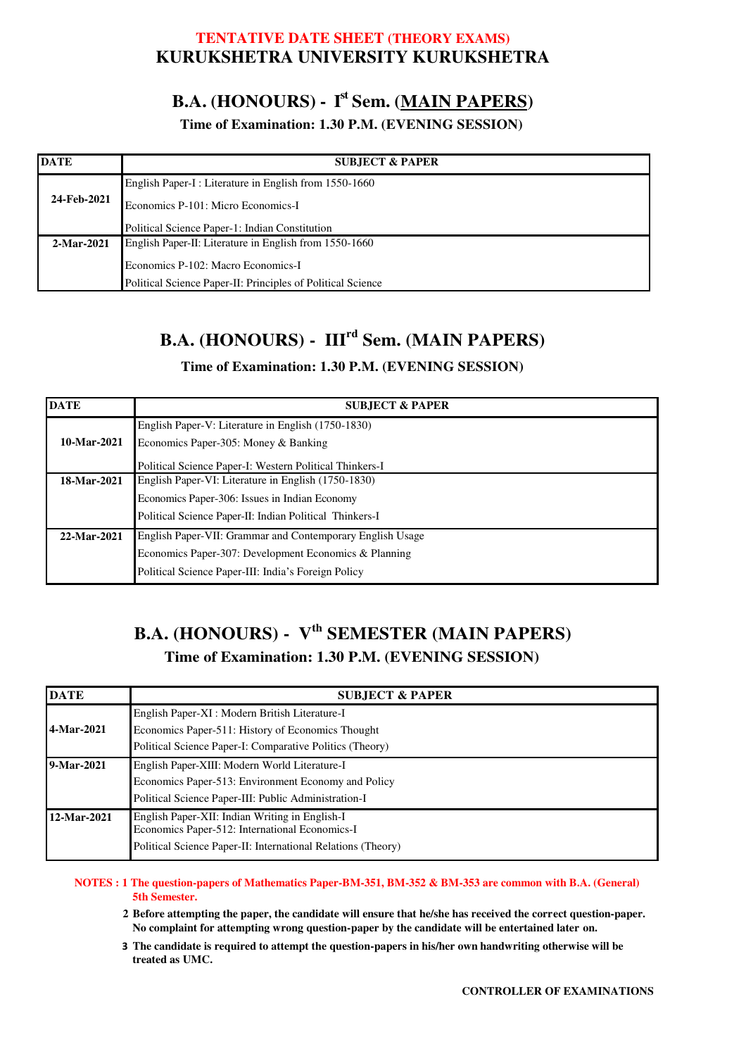**TENTATIVE DATE SHEET (THEORY EXAMS)**

# KURUKSHETRA UNIVERSITY KURUKSHETRA

## B.A. (HONOURS) - I<sup>st</sup> Sem. (MAIN PAPERS)

**Time of Examination: 1.30 P.M. (EVENING SESSION)**

| DATE | SUBJECT & PAPER |
|---|---|
| 24-Feb-2021 | English Paper-I : Literature in English from 1550-1660 |
| | Economics P-101: Micro Economics-I |
| | Political Science Paper-1: Indian Constitution |
| 2-Mar-2021 | English Paper-II: Literature in English from 1550-1660 |
| | Economics P-102: Macro Economics-I |
| | Political Science Paper-II: Principles of Political Science |

## B.A. (HONOURS) - III<sup>rd</sup> Sem. (MAIN PAPERS)

**Time of Examination: 1.30 P.M. (EVENING SESSION)**

| DATE | SUBJECT & PAPER |
|---|---|
| 10-Mar-2021 | English Paper-V: Literature in English (1750-1830) |
| | Economics Paper-305: Money & Banking |
| | Political Science Paper-I: Western Political Thinkers-I |
| 18-Mar-2021 | English Paper-VI: Literature in English (1750-1830) |
| | Economics Paper-306: Issues in Indian Economy |
| | Political Science Paper-II: Indian Political Thinkers-I |
| 22-Mar-2021 | English Paper-VII: Grammar and Contemporary English Usage |
| | Economics Paper-307: Development Economics & Planning |
| | Political Science Paper-III: India's Foreign Policy |

## B.A. (HONOURS) - V<sup>th</sup> SEMESTER (MAIN PAPERS)

**Time of Examination: 1.30 P.M. (EVENING SESSION)**

| DATE | SUBJECT & PAPER |
|---|---|
| 4-Mar-2021 | English Paper-XI : Modern British Literature-I |
| | Economics Paper-511: History of Economics Thought |
| | Political Science Paper-I: Comparative Politics (Theory) |
| 9-Mar-2021 | English Paper-XIII: Modern World Literature-I |
| | Economics Paper-513: Environment Economy and Policy |
| | Political Science Paper-III: Public Administration-I |
| 12-Mar-2021 | English Paper-XII: Indian Writing in English-I |
| | Economics Paper-512: International Economics-I |
| | Political Science Paper-II: International Relations (Theory) |

**NOTES :**
1. **The question-papers of Mathematics Paper-BM-351, BM-352 & BM-353 are common with B.A. (General) 5th Semester.**
2. **Before attempting the paper, the candidate will ensure that he/she has received the correct question-paper. No complaint for attempting wrong question-paper by the candidate will be entertained later on.**
3. **The candidate is required to attempt the question-papers in his/her own handwriting otherwise will be treated as UMC.**

**CONTROLLER OF EXAMINATIONS**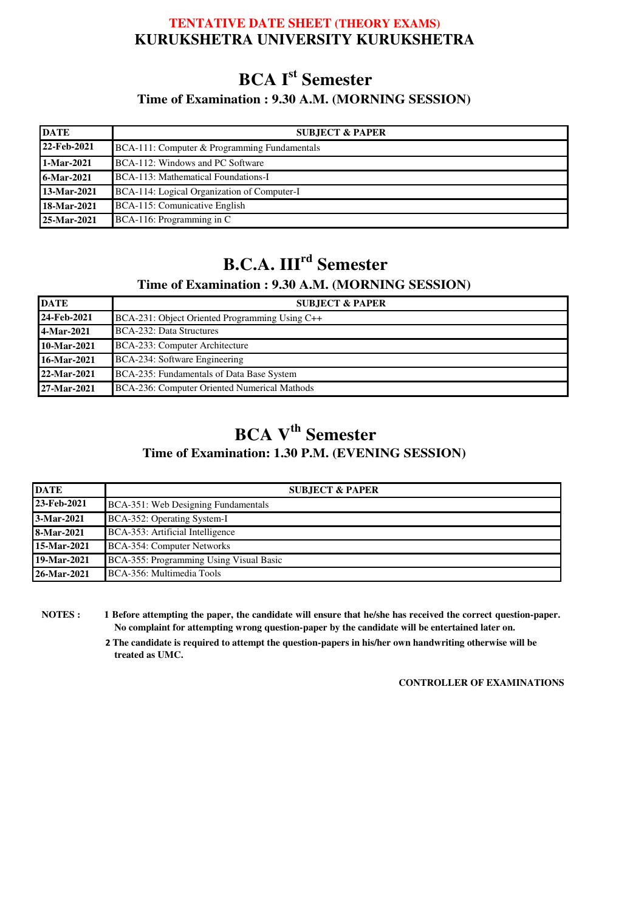**TENTATIVE DATE SHEET (THEORY EXAMS)**

**KURUKSHETRA UNIVERSITY KURUKSHETRA**

# BCA I[st] Semester

### Time of Examination : 9.30 A.M. (MORNING SESSION)

| DATE | SUBJECT & PAPER |
|---|---|
| 22-Feb-2021 | BCA-111: Computer & Programming Fundamentals |
| 1-Mar-2021 | BCA-112: Windows and PC Software |
| 6-Mar-2021 | BCA-113: Mathematical Foundations-I |
| 13-Mar-2021 | BCA-114: Logical Organization of Computer-I |
| 18-Mar-2021 | BCA-115: Comunicative English |
| 25-Mar-2021 | BCA-116: Programming in C |

# B.C.A. III[rd] Semester

### Time of Examination : 9.30 A.M. (MORNING SESSION)

| DATE | SUBJECT & PAPER |
|---|---|
| 24-Feb-2021 | BCA-231: Object Oriented Programming Using C++ |
| 4-Mar-2021 | BCA-232: Data Structures |
| 10-Mar-2021 | BCA-233: Computer Architecture |
| 16-Mar-2021 | BCA-234: Software Engineering |
| 22-Mar-2021 | BCA-235: Fundamentals of Data Base System |
| 27-Mar-2021 | BCA-236: Computer Oriented Numerical Mathods |

# BCA V[th] Semester

### Time of Examination: 1.30 P.M. (EVENING SESSION)

| DATE | SUBJECT & PAPER |
|---|---|
| 23-Feb-2021 | BCA-351: Web Designing Fundamentals |
| 3-Mar-2021 | BCA-352: Operating System-I |
| 8-Mar-2021 | BCA-353: Artificial Intelligence |
| 15-Mar-2021 | BCA-354: Computer Networks |
| 19-Mar-2021 | BCA-355: Programming Using Visual Basic |
| 26-Mar-2021 | BCA-356: Multimedia Tools |

**NOTES :**

1. **Before attempting the paper, the candidate will ensure that he/she has received the correct question-paper. No complaint for attempting wrong question-paper by the candidate will be entertained later on.**
2. **The candidate is required to attempt the question-papers in his/her own handwriting otherwise will be treated as UMC.**

**CONTROLLER OF EXAMINATIONS**